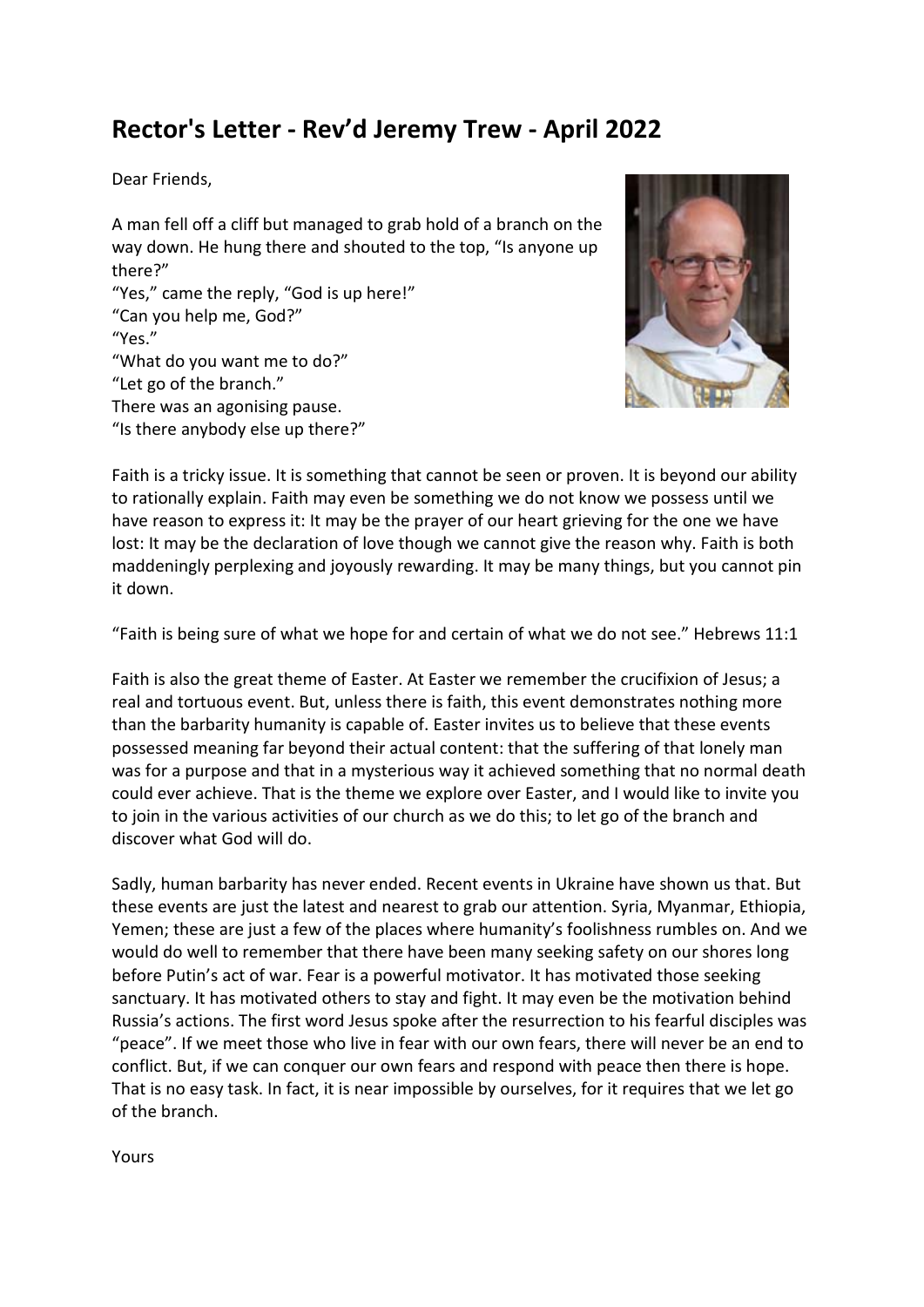# Rector's Letter - Rev'd Jeremy Trew - April 2022

Dear Friends,

A man fell off a cliff but managed to grab hold of a branch on the way down. He hung there and shouted to the top, "Is anyone up there?"
"Yes," came the reply, "God is up here!"
"Can you help me, God?"
"Yes."
"What do you want me to do?"
"Let go of the branch."
There was an agonising pause.
"Is there anybody else up there?"

Faith is a tricky issue. It is something that cannot be seen or proven. It is beyond our ability to rationally explain. Faith may even be something we do not know we possess until we have reason to express it: It may be the prayer of our heart grieving for the one we have lost: It may be the declaration of love though we cannot give the reason why. Faith is both maddeningly perplexing and joyously rewarding. It may be many things, but you cannot pin it down.

"Faith is being sure of what we hope for and certain of what we do not see." Hebrews 11:1

Faith is also the great theme of Easter. At Easter we remember the crucifixion of Jesus; a real and tortuous event. But, unless there is faith, this event demonstrates nothing more than the barbarity humanity is capable of. Easter invites us to believe that these events possessed meaning far beyond their actual content: that the suffering of that lonely man was for a purpose and that in a mysterious way it achieved something that no normal death could ever achieve. That is the theme we explore over Easter, and I would like to invite you to join in the various activities of our church as we do this; to let go of the branch and discover what God will do.

Sadly, human barbarity has never ended. Recent events in Ukraine have shown us that. But these events are just the latest and nearest to grab our attention. Syria, Myanmar, Ethiopia, Yemen; these are just a few of the places where humanity's foolishness rumbles on. And we would do well to remember that there have been many seeking safety on our shores long before Putin's act of war. Fear is a powerful motivator. It has motivated those seeking sanctuary. It has motivated others to stay and fight. It may even be the motivation behind Russia's actions. The first word Jesus spoke after the resurrection to his fearful disciples was "peace". If we meet those who live in fear with our own fears, there will never be an end to conflict. But, if we can conquer our own fears and respond with peace then there is hope. That is no easy task. In fact, it is near impossible by ourselves, for it requires that we let go of the branch.

Yours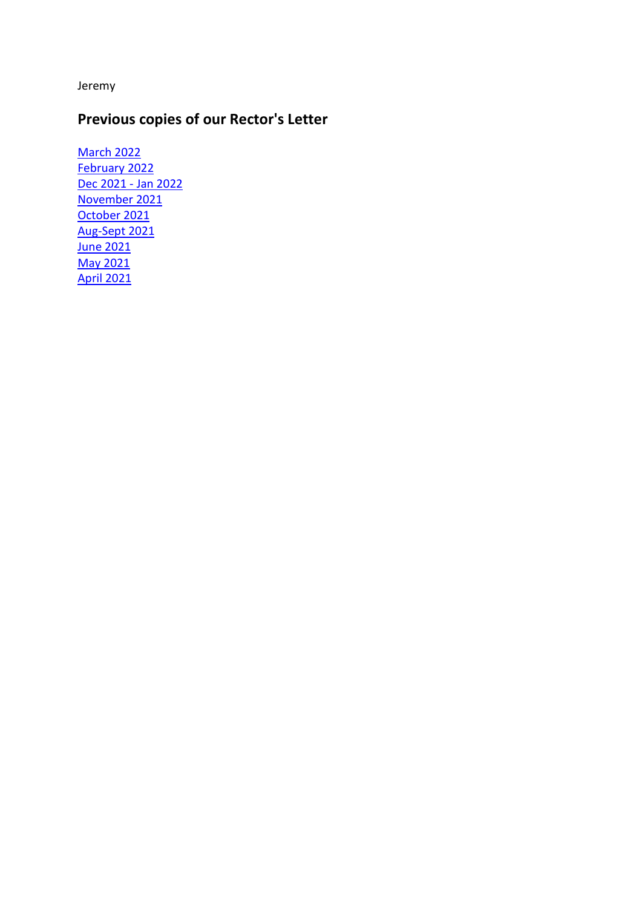Jeremy

## Previous copies of our Rector's Letter

March 2022
February 2022
Dec 2021 - Jan 2022
November 2021
October 2021
Aug-Sept 2021
June 2021
May 2021
April 2021